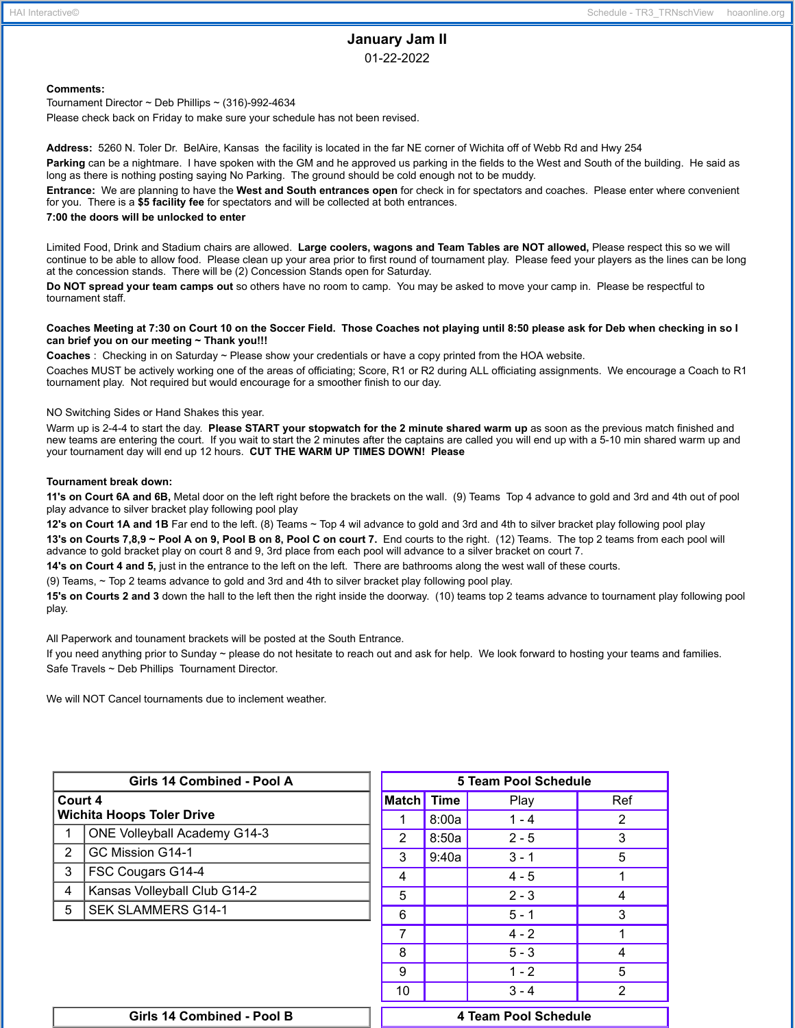# January Jam II

01-22-2022

**Comments:**

Tournament Director ~ Deb Phillips ~ (316)-992-4634

Please check back on Friday to make sure your schedule has not been revised.

**Address:** 5260 N. Toler Dr. BelAire, Kansas the facility is located in the far NE corner of Wichita off of Webb Rd and Hwy 254

**Parking** can be a nightmare. I have spoken with the GM and he approved us parking in the fields to the West and South of the building. He said as long as there is nothing posting saying No Parking. The ground should be cold enough not to be muddy.

**Entrance:** We are planning to have the **West and South entrances open** for check in for spectators and coaches. Please enter where convenient for you. There is a **$5 facility fee** for spectators and will be collected at both entrances.

**7:00 the doors will be unlocked to enter**

Limited Food, Drink and Stadium chairs are allowed. **Large coolers, wagons and Team Tables are NOT allowed,** Please respect this so we will continue to be able to allow food. Please clean up your area prior to first round of tournament play. Please feed your players as the lines can be long at the concession stands. There will be (2) Concession Stands open for Saturday.

**Do NOT spread your team camps out** so others have no room to camp. You may be asked to move your camp in. Please be respectful to tournament staff.

**Coaches Meeting at 7:30 on Court 10 on the Soccer Field. Those Coaches not playing until 8:50 please ask for Deb when checking in so I can brief you on our meeting ~ Thank you!!!**

**Coaches** : Checking in on Saturday ~ Please show your credentials or have a copy printed from the HOA website.

Coaches MUST be actively working one of the areas of officiating; Score, R1 or R2 during ALL officiating assignments. We encourage a Coach to R1 tournament play. Not required but would encourage for a smoother finish to our day.

NO Switching Sides or Hand Shakes this year.

Warm up is 2-4-4 to start the day. **Please START your stopwatch for the 2 minute shared warm up** as soon as the previous match finished and new teams are entering the court. If you wait to start the 2 minutes after the captains are called you will end up with a 5-10 min shared warm up and your tournament day will end up 12 hours. **CUT THE WARM UP TIMES DOWN! Please**

**Tournament break down:**

**11's on Court 6A and 6B,** Metal door on the left right before the brackets on the wall. (9) Teams Top 4 advance to gold and 3rd and 4th out of pool play advance to silver bracket play following pool play

**12's on Court 1A and 1B** Far end to the left. (8) Teams ~ Top 4 wil advance to gold and 3rd and 4th to silver bracket play following pool play

**13's on Courts 7,8,9 ~ Pool A on 9, Pool B on 8, Pool C on court 7.** End courts to the right. (12) Teams. The top 2 teams from each pool will advance to gold bracket play on court 8 and 9, 3rd place from each pool will advance to a silver bracket on court 7.

**14's on Court 4 and 5,** just in the entrance to the left on the left. There are bathrooms along the west wall of these courts.

(9) Teams, ~ Top 2 teams advance to gold and 3rd and 4th to silver bracket play following pool play.

**15's on Courts 2 and 3** down the hall to the left then the right inside the doorway. (10) teams top 2 teams advance to tournament play following pool play.

All Paperwork and tounament brackets will be posted at the South Entrance.

If you need anything prior to Sunday ~ please do not hesitate to reach out and ask for help. We look forward to hosting your teams and families.

Safe Travels ~ Deb Phillips Tournament Director.

We will NOT Cancel tournaments due to inclement weather.

| Girls 14 Combined - Pool A | |
|---|---|
| Court 4<br>Wichita Hoops Toler Drive | |
| 1 | ONE Volleyball Academy G14-3 |
| 2 | GC Mission G14-1 |
| 3 | FSC Cougars G14-4 |
| 4 | Kansas Volleyball Club G14-2 |
| 5 | SEK SLAMMERS G14-1 |

| 5 Team Pool Schedule | | | |
|---|---|---|---|
| Match | Time | Play | Ref |
| 1 | 8:00a | 1 - 4 | 2 |
| 2 | 8:50a | 2 - 5 | 3 |
| 3 | 9:40a | 3 - 1 | 5 |
| 4 | | 4 - 5 | 1 |
| 5 | | 2 - 3 | 4 |
| 6 | | 5 - 1 | 3 |
| 7 | | 4 - 2 | 1 |
| 8 | | 5 - 3 | 4 |
| 9 | | 1 - 2 | 5 |
| 10 | | 3 - 4 | 2 |

| Girls 14 Combined - Pool B |
|---|

| 4 Team Pool Schedule |
|---|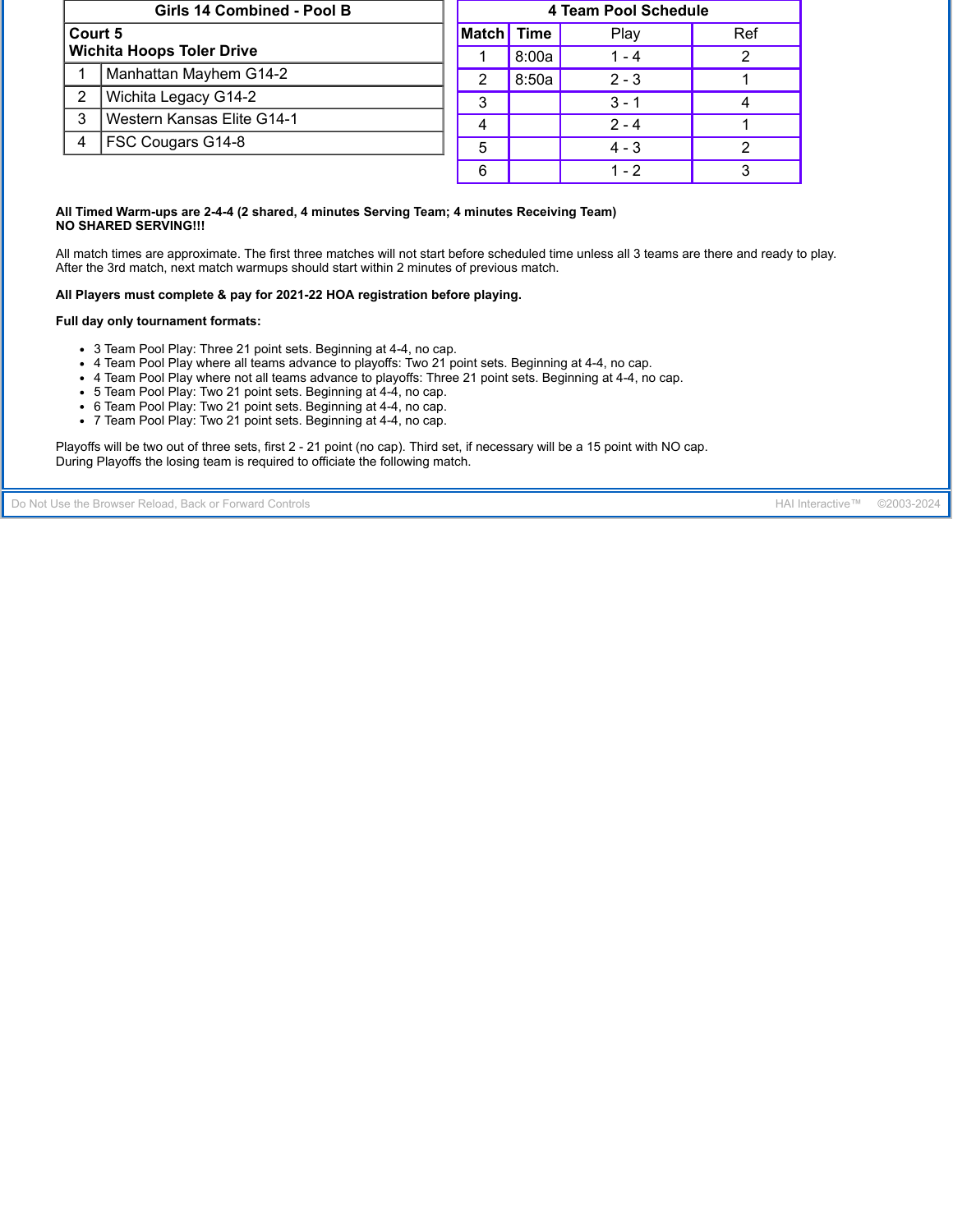| Girls 14 Combined - Pool B | |
|---|---|
| **Court 5**<br>**Wichita Hoops Toler Drive** | |
| 1 | Manhattan Mayhem G14-2 |
| 2 | Wichita Legacy G14-2 |
| 3 | Western Kansas Elite G14-1 |
| 4 | FSC Cougars G14-8 |

**4 Team Pool Schedule**

| Match | Time | Play | Ref |
|---|---|---|---|
| 1 | 8:00a | 1 - 4 | 2 |
| 2 | 8:50a | 2 - 3 | 1 |
| 3 | | 3 - 1 | 4 |
| 4 | | 2 - 4 | 1 |
| 5 | | 4 - 3 | 2 |
| 6 | | 1 - 2 | 3 |

**All Timed Warm-ups are 2-4-4 (2 shared, 4 minutes Serving Team; 4 minutes Receiving Team)**
**NO SHARED SERVING!!!**

All match times are approximate. The first three matches will not start before scheduled time unless all 3 teams are there and ready to play. After the 3rd match, next match warmups should start within 2 minutes of previous match.

**All Players must complete & pay for 2021-22 HOA registration before playing.**

**Full day only tournament formats:**

- 3 Team Pool Play: Three 21 point sets. Beginning at 4-4, no cap.
- 4 Team Pool Play where all teams advance to playoffs: Two 21 point sets. Beginning at 4-4, no cap.
- 4 Team Pool Play where not all teams advance to playoffs: Three 21 point sets. Beginning at 4-4, no cap.
- 5 Team Pool Play: Two 21 point sets. Beginning at 4-4, no cap.
- 6 Team Pool Play: Two 21 point sets. Beginning at 4-4, no cap.
- 7 Team Pool Play: Two 21 point sets. Beginning at 4-4, no cap.

Playoffs will be two out of three sets, first 2 - 21 point (no cap). Third set, if necessary will be a 15 point with NO cap.
During Playoffs the losing team is required to officiate the following match.

Do Not Use the Browser Reload, Back or Forward Controls

HAI Interactive™ ©2003-2024